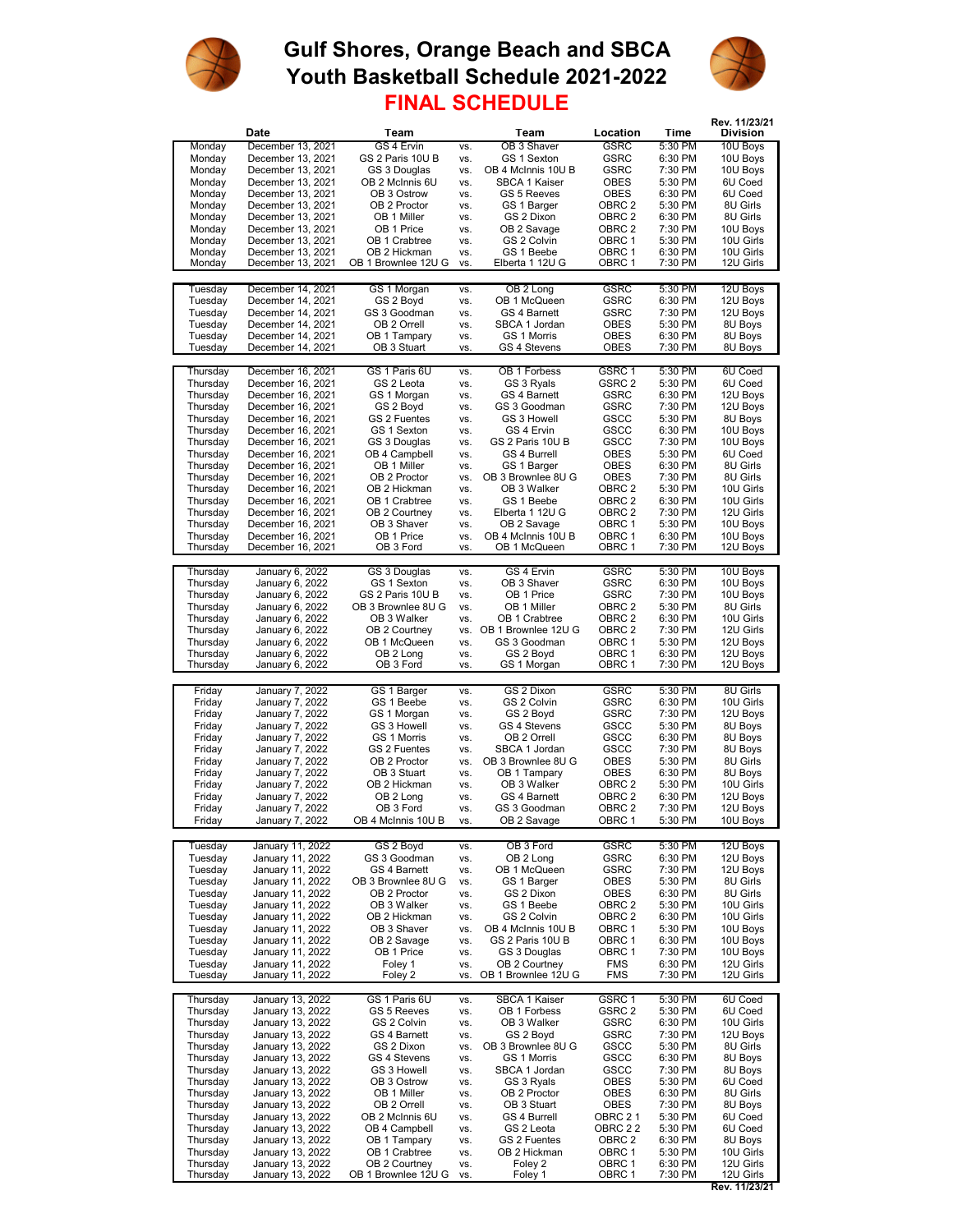# Gulf Shores, Orange Beach and SBCA
# Youth Basketball Schedule 2021-2022
## FINAL SCHEDULE

Rev. 11/23/21

| | Date | Team | | Team | Location | Time | Division |
|---|---|---|---|---|---|---|---|
| Monday | December 13, 2021 | GS 4 Ervin | vs. | OB 3 Shaver | GSRC | 5:30 PM | 10U Boys |
| Monday | December 13, 2021 | GS 2 Paris 10U B | vs. | GS 1 Sexton | GSRC | 6:30 PM | 10U Boys |
| Monday | December 13, 2021 | GS 3 Douglas | vs. | OB 4 McInnis 10U B | GSRC | 7:30 PM | 10U Boys |
| Monday | December 13, 2021 | OB 2 McInnis 6U | vs. | SBCA 1 Kaiser | OBES | 5:30 PM | 6U Coed |
| Monday | December 13, 2021 | OB 3 Ostrow | vs. | GS 5 Reeves | OBES | 6:30 PM | 6U Coed |
| Monday | December 13, 2021 | OB 2 Proctor | vs. | GS 1 Barger | OBRC 2 | 5:30 PM | 8U Girls |
| Monday | December 13, 2021 | OB 1 Miller | vs. | GS 2 Dixon | OBRC 2 | 6:30 PM | 8U Girls |
| Monday | December 13, 2021 | OB 1 Price | vs. | OB 2 Savage | OBRC 2 | 7:30 PM | 10U Boys |
| Monday | December 13, 2021 | OB 1 Crabtree | vs. | GS 2 Colvin | OBRC 1 | 5:30 PM | 10U Girls |
| Monday | December 13, 2021 | OB 2 Hickman | vs. | GS 1 Beebe | OBRC 1 | 6:30 PM | 10U Girls |
| Monday | December 13, 2021 | OB 1 Brownlee 12U G | vs. | Elberta 1 12U G | OBRC 1 | 7:30 PM | 12U Girls |
| | | | | | | | |
| Tuesday | December 14, 2021 | GS 1 Morgan | vs. | OB 2 Long | GSRC | 5:30 PM | 12U Boys |
| Tuesday | December 14, 2021 | GS 2 Boyd | vs. | OB 1 McQueen | GSRC | 6:30 PM | 12U Boys |
| Tuesday | December 14, 2021 | GS 3 Goodman | vs. | GS 4 Barnett | GSRC | 7:30 PM | 12U Boys |
| Tuesday | December 14, 2021 | OB 2 Orrell | vs. | SBCA 1 Jordan | OBES | 5:30 PM | 8U Boys |
| Tuesday | December 14, 2021 | OB 1 Tampary | vs. | GS 1 Morris | OBES | 6:30 PM | 8U Boys |
| Tuesday | December 14, 2021 | OB 3 Stuart | vs. | GS 4 Stevens | OBES | 7:30 PM | 8U Boys |
| | | | | | | | |
| Thursday | December 16, 2021 | GS 1 Paris 6U | vs. | OB 1 Forbess | GSRC 1 | 5:30 PM | 6U Coed |
| Thursday | December 16, 2021 | GS 2 Leota | vs. | GS 3 Ryals | GSRC 2 | 5:30 PM | 6U Coed |
| Thursday | December 16, 2021 | GS 1 Morgan | vs. | GS 4 Barnett | GSRC | 6:30 PM | 12U Boys |
| Thursday | December 16, 2021 | GS 2 Boyd | vs. | GS 3 Goodman | GSRC | 7:30 PM | 12U Boys |
| Thursday | December 16, 2021 | GS 2 Fuentes | vs. | GS 3 Howell | GSCC | 5:30 PM | 8U Boys |
| Thursday | December 16, 2021 | GS 1 Sexton | vs. | GS 4 Ervin | GSCC | 6:30 PM | 10U Boys |
| Thursday | December 16, 2021 | GS 3 Douglas | vs. | GS 2 Paris 10U B | GSCC | 7:30 PM | 10U Boys |
| Thursday | December 16, 2021 | OB 4 Campbell | vs. | GS 4 Burrell | OBES | 5:30 PM | 6U Coed |
| Thursday | December 16, 2021 | OB 1 Miller | vs. | GS 1 Barger | OBES | 6:30 PM | 8U Girls |
| Thursday | December 16, 2021 | OB 2 Proctor | vs. | OB 3 Brownlee 8U G | OBES | 7:30 PM | 8U Girls |
| Thursday | December 16, 2021 | OB 2 Hickman | vs. | OB 3 Walker | OBRC 2 | 5:30 PM | 10U Girls |
| Thursday | December 16, 2021 | OB 1 Crabtree | vs. | GS 1 Beebe | OBRC 2 | 6:30 PM | 10U Girls |
| Thursday | December 16, 2021 | OB 2 Courtney | vs. | Elberta 1 12U G | OBRC 2 | 7:30 PM | 12U Girls |
| Thursday | December 16, 2021 | OB 3 Shaver | vs. | OB 2 Savage | OBRC 1 | 5:30 PM | 10U Boys |
| Thursday | December 16, 2021 | OB 1 Price | vs. | OB 4 McInnis 10U B | OBRC 1 | 6:30 PM | 10U Boys |
| Thursday | December 16, 2021 | OB 3 Ford | vs. | OB 1 McQueen | OBRC 1 | 7:30 PM | 12U Boys |
| | | | | | | | |
| Thursday | January 6, 2022 | GS 3 Douglas | vs. | GS 4 Ervin | GSRC | 5:30 PM | 10U Boys |
| Thursday | January 6, 2022 | GS 1 Sexton | vs. | OB 3 Shaver | GSRC | 6:30 PM | 10U Boys |
| Thursday | January 6, 2022 | GS 2 Paris 10U B | vs. | OB 1 Price | GSRC | 7:30 PM | 10U Boys |
| Thursday | January 6, 2022 | OB 3 Brownlee 8U G | vs. | OB 1 Miller | OBRC 2 | 5:30 PM | 8U Girls |
| Thursday | January 6, 2022 | OB 3 Walker | vs. | OB 1 Crabtree | OBRC 2 | 6:30 PM | 10U Girls |
| Thursday | January 6, 2022 | OB 2 Courtney | vs. | OB 1 Brownlee 12U G | OBRC 2 | 7:30 PM | 12U Girls |
| Thursday | January 6, 2022 | OB 1 McQueen | vs. | GS 3 Goodman | OBRC 1 | 5:30 PM | 12U Boys |
| Thursday | January 6, 2022 | OB 2 Long | vs. | GS 2 Boyd | OBRC 1 | 6:30 PM | 12U Boys |
| Thursday | January 6, 2022 | OB 3 Ford | vs. | GS 1 Morgan | OBRC 1 | 7:30 PM | 12U Boys |
| | | | | | | | |
| Friday | January 7, 2022 | GS 1 Barger | vs. | GS 2 Dixon | GSRC | 5:30 PM | 8U Girls |
| Friday | January 7, 2022 | GS 1 Beebe | vs. | GS 2 Colvin | GSRC | 6:30 PM | 10U Girls |
| Friday | January 7, 2022 | GS 1 Morgan | vs. | GS 2 Boyd | GSRC | 7:30 PM | 12U Boys |
| Friday | January 7, 2022 | GS 3 Howell | vs. | GS 4 Stevens | GSCC | 5:30 PM | 8U Boys |
| Friday | January 7, 2022 | GS 1 Morris | vs. | OB 2 Orrell | GSCC | 6:30 PM | 8U Boys |
| Friday | January 7, 2022 | GS 2 Fuentes | vs. | SBCA 1 Jordan | GSCC | 7:30 PM | 8U Boys |
| Friday | January 7, 2022 | OB 2 Proctor | vs. | OB 3 Brownlee 8U G | OBES | 5:30 PM | 8U Girls |
| Friday | January 7, 2022 | OB 3 Stuart | vs. | OB 1 Tampary | OBES | 6:30 PM | 8U Boys |
| Friday | January 7, 2022 | OB 2 Hickman | vs. | OB 3 Walker | OBRC 2 | 5:30 PM | 10U Girls |
| Friday | January 7, 2022 | OB 2 Long | vs. | GS 4 Barnett | OBRC 2 | 6:30 PM | 12U Boys |
| Friday | January 7, 2022 | OB 3 Ford | vs. | GS 3 Goodman | OBRC 2 | 7:30 PM | 12U Boys |
| Friday | January 7, 2022 | OB 4 McInnis 10U B | vs. | OB 2 Savage | OBRC 1 | 5:30 PM | 10U Boys |
| | | | | | | | |
| Tuesday | January 11, 2022 | GS 2 Boyd | vs. | OB 3 Ford | GSRC | 5:30 PM | 12U Boys |
| Tuesday | January 11, 2022 | GS 3 Goodman | vs. | OB 2 Long | GSRC | 6:30 PM | 12U Boys |
| Tuesday | January 11, 2022 | GS 4 Barnett | vs. | OB 1 McQueen | GSRC | 7:30 PM | 12U Boys |
| Tuesday | January 11, 2022 | OB 3 Brownlee 8U G | vs. | GS 1 Barger | OBES | 5:30 PM | 8U Girls |
| Tuesday | January 11, 2022 | OB 2 Proctor | vs. | GS 2 Dixon | OBES | 6:30 PM | 8U Girls |
| Tuesday | January 11, 2022 | OB 3 Walker | vs. | GS 1 Beebe | OBRC 2 | 5:30 PM | 10U Girls |
| Tuesday | January 11, 2022 | OB 2 Hickman | vs. | GS 2 Colvin | OBRC 2 | 6:30 PM | 10U Girls |
| Tuesday | January 11, 2022 | OB 3 Shaver | vs. | OB 4 McInnis 10U B | OBRC 1 | 5:30 PM | 10U Boys |
| Tuesday | January 11, 2022 | OB 2 Savage | vs. | GS 2 Paris 10U B | OBRC 1 | 6:30 PM | 10U Boys |
| Tuesday | January 11, 2022 | OB 1 Price | vs. | GS 3 Douglas | OBRC 1 | 7:30 PM | 10U Boys |
| Tuesday | January 11, 2022 | Foley 1 | vs. | OB 2 Courtney | FMS | 6:30 PM | 12U Girls |
| Tuesday | January 11, 2022 | Foley 2 | vs. | OB 1 Brownlee 12U G | FMS | 7:30 PM | 12U Girls |
| | | | | | | | |
| Thursday | January 13, 2022 | GS 1 Paris 6U | vs. | SBCA 1 Kaiser | GSRC 1 | 5:30 PM | 6U Coed |
| Thursday | January 13, 2022 | GS 5 Reeves | vs. | OB 1 Forbess | GSRC 2 | 5:30 PM | 6U Coed |
| Thursday | January 13, 2022 | GS 2 Colvin | vs. | OB 3 Walker | GSRC | 6:30 PM | 10U Girls |
| Thursday | January 13, 2022 | GS 4 Barnett | vs. | GS 2 Boyd | GSRC | 7:30 PM | 12U Boys |
| Thursday | January 13, 2022 | GS 2 Dixon | vs. | OB 3 Brownlee 8U G | GSCC | 5:30 PM | 8U Girls |
| Thursday | January 13, 2022 | GS 4 Stevens | vs. | GS 1 Morris | GSCC | 6:30 PM | 8U Boys |
| Thursday | January 13, 2022 | GS 3 Howell | vs. | SBCA 1 Jordan | GSCC | 7:30 PM | 8U Boys |
| Thursday | January 13, 2022 | OB 3 Ostrow | vs. | GS 3 Ryals | OBES | 5:30 PM | 6U Coed |
| Thursday | January 13, 2022 | OB 1 Miller | vs. | OB 2 Proctor | OBES | 6:30 PM | 8U Girls |
| Thursday | January 13, 2022 | OB 2 Orrell | vs. | OB 3 Stuart | OBES | 7:30 PM | 8U Boys |
| Thursday | January 13, 2022 | OB 2 McInnis 6U | vs. | GS 4 Burrell | OBRC 2 1 | 5:30 PM | 6U Coed |
| Thursday | January 13, 2022 | OB 4 Campbell | vs. | GS 2 Leota | OBRC 2 2 | 5:30 PM | 6U Coed |
| Thursday | January 13, 2022 | OB 1 Tampary | vs. | GS 2 Fuentes | OBRC 2 | 6:30 PM | 8U Boys |
| Thursday | January 13, 2022 | OB 1 Crabtree | vs. | OB 2 Hickman | OBRC 1 | 5:30 PM | 10U Girls |
| Thursday | January 13, 2022 | OB 2 Courtney | vs. | Foley 2 | OBRC 1 | 6:30 PM | 12U Girls |
| Thursday | January 13, 2022 | OB 1 Brownlee 12U G | vs. | Foley 1 | OBRC 1 | 7:30 PM | 12U Girls |

Rev. 11/23/21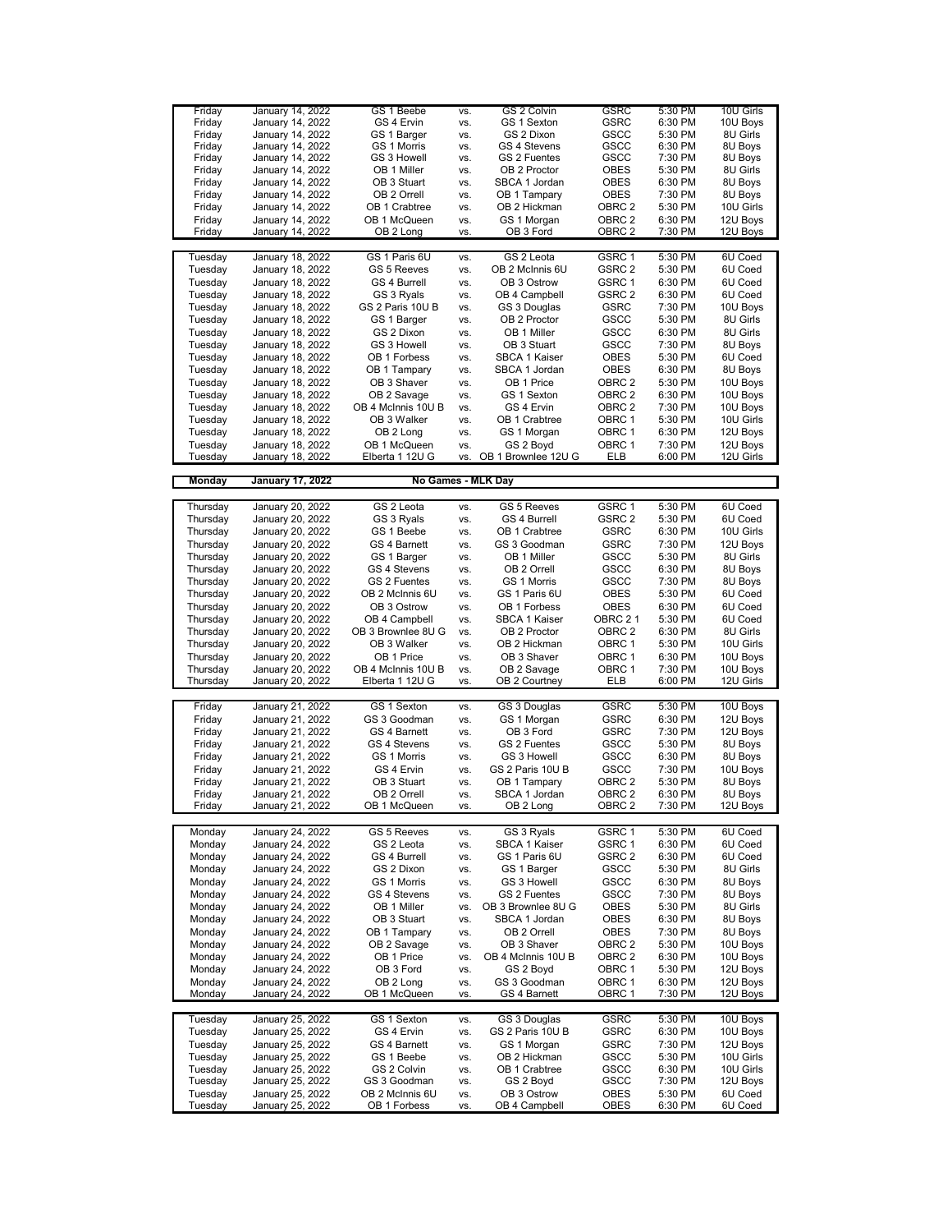| | | | | | | | |
|---|---|---|---|---|---|---|---|
| Friday | January 14, 2022 | GS 1 Beebe | vs. | GS 2 Colvin | GSRC | 5:30 PM | 10U Girls |
| Friday | January 14, 2022 | GS 4 Ervin | vs. | GS 1 Sexton | GSRC | 6:30 PM | 10U Boys |
| Friday | January 14, 2022 | GS 1 Barger | vs. | GS 2 Dixon | GSCC | 5:30 PM | 8U Girls |
| Friday | January 14, 2022 | GS 1 Morris | vs. | GS 4 Stevens | GSCC | 6:30 PM | 8U Boys |
| Friday | January 14, 2022 | GS 3 Howell | vs. | GS 2 Fuentes | GSCC | 7:30 PM | 8U Boys |
| Friday | January 14, 2022 | OB 1 Miller | vs. | OB 2 Proctor | OBES | 5:30 PM | 8U Girls |
| Friday | January 14, 2022 | OB 3 Stuart | vs. | SBCA 1 Jordan | OBES | 6:30 PM | 8U Boys |
| Friday | January 14, 2022 | OB 2 Orrell | vs. | OB 1 Tampary | OBES | 7:30 PM | 8U Boys |
| Friday | January 14, 2022 | OB 1 Crabtree | vs. | OB 2 Hickman | OBRC 2 | 5:30 PM | 10U Girls |
| Friday | January 14, 2022 | OB 1 McQueen | vs. | GS 1 Morgan | OBRC 2 | 6:30 PM | 12U Boys |
| Friday | January 14, 2022 | OB 2 Long | vs. | OB 3 Ford | OBRC 2 | 7:30 PM | 12U Boys |
| | | | | | | | |
| Tuesday | January 18, 2022 | GS 1 Paris 6U | vs. | GS 2 Leota | GSRC 1 | 5:30 PM | 6U Coed |
| Tuesday | January 18, 2022 | GS 5 Reeves | vs. | OB 2 McInnis 6U | GSRC 2 | 5:30 PM | 6U Coed |
| Tuesday | January 18, 2022 | GS 4 Burrell | vs. | OB 3 Ostrow | GSRC 1 | 6:30 PM | 6U Coed |
| Tuesday | January 18, 2022 | GS 3 Ryals | vs. | OB 4 Campbell | GSRC 2 | 6:30 PM | 6U Coed |
| Tuesday | January 18, 2022 | GS 2 Paris 10U B | vs. | GS 3 Douglas | GSRC | 7:30 PM | 10U Boys |
| Tuesday | January 18, 2022 | GS 1 Barger | vs. | OB 2 Proctor | GSCC | 5:30 PM | 8U Girls |
| Tuesday | January 18, 2022 | GS 2 Dixon | vs. | OB 1 Miller | GSCC | 6:30 PM | 8U Girls |
| Tuesday | January 18, 2022 | GS 3 Howell | vs. | OB 3 Stuart | GSCC | 7:30 PM | 8U Boys |
| Tuesday | January 18, 2022 | OB 1 Forbess | vs. | SBCA 1 Kaiser | OBES | 5:30 PM | 6U Coed |
| Tuesday | January 18, 2022 | OB 1 Tampary | vs. | SBCA 1 Jordan | OBES | 6:30 PM | 8U Boys |
| Tuesday | January 18, 2022 | OB 3 Shaver | vs. | OB 1 Price | OBRC 2 | 5:30 PM | 10U Boys |
| Tuesday | January 18, 2022 | OB 2 Savage | vs. | GS 1 Sexton | OBRC 2 | 6:30 PM | 10U Boys |
| Tuesday | January 18, 2022 | OB 4 McInnis 10U B | vs. | GS 4 Ervin | OBRC 2 | 7:30 PM | 10U Boys |
| Tuesday | January 18, 2022 | OB 3 Walker | vs. | OB 1 Crabtree | OBRC 1 | 5:30 PM | 10U Girls |
| Tuesday | January 18, 2022 | OB 2 Long | vs. | GS 1 Morgan | OBRC 1 | 6:30 PM | 12U Boys |
| Tuesday | January 18, 2022 | OB 1 McQueen | vs. | GS 2 Boyd | OBRC 1 | 7:30 PM | 12U Boys |
| Tuesday | January 18, 2022 | Elberta 1 12U G | vs. | OB 1 Brownlee 12U G | ELB | 6:00 PM | 12U Girls |
| | | | | | | | |
| **Monday** | **January 17, 2022** | | **No Games - MLK Day** | | | | |
| | | | | | | | |
| Thursday | January 20, 2022 | GS 2 Leota | vs. | GS 5 Reeves | GSRC 1 | 5:30 PM | 6U Coed |
| Thursday | January 20, 2022 | GS 3 Ryals | vs. | GS 4 Burrell | GSRC 2 | 5:30 PM | 6U Coed |
| Thursday | January 20, 2022 | GS 1 Beebe | vs. | OB 1 Crabtree | GSRC | 6:30 PM | 10U Girls |
| Thursday | January 20, 2022 | GS 4 Barnett | vs. | GS 3 Goodman | GSRC | 7:30 PM | 12U Boys |
| Thursday | January 20, 2022 | GS 1 Barger | vs. | OB 1 Miller | GSCC | 5:30 PM | 8U Girls |
| Thursday | January 20, 2022 | GS 4 Stevens | vs. | OB 2 Orrell | GSCC | 6:30 PM | 8U Boys |
| Thursday | January 20, 2022 | GS 2 Fuentes | vs. | GS 1 Morris | GSCC | 7:30 PM | 8U Boys |
| Thursday | January 20, 2022 | OB 2 McInnis 6U | vs. | GS 1 Paris 6U | OBES | 5:30 PM | 6U Coed |
| Thursday | January 20, 2022 | OB 3 Ostrow | vs. | OB 1 Forbess | OBES | 6:30 PM | 6U Coed |
| Thursday | January 20, 2022 | OB 4 Campbell | vs. | SBCA 1 Kaiser | OBRC 2 1 | 5:30 PM | 6U Coed |
| Thursday | January 20, 2022 | OB 3 Brownlee 8U G | vs. | OB 2 Proctor | OBRC 2 | 6:30 PM | 8U Girls |
| Thursday | January 20, 2022 | OB 3 Walker | vs. | OB 2 Hickman | OBRC 1 | 5:30 PM | 10U Girls |
| Thursday | January 20, 2022 | OB 1 Price | vs. | OB 3 Shaver | OBRC 1 | 6:30 PM | 10U Boys |
| Thursday | January 20, 2022 | OB 4 McInnis 10U B | vs. | OB 2 Savage | OBRC 1 | 7:30 PM | 10U Boys |
| Thursday | January 20, 2022 | Elberta 1 12U G | vs. | OB 2 Courtney | ELB | 6:00 PM | 12U Girls |
| | | | | | | | |
| Friday | January 21, 2022 | GS 1 Sexton | vs. | GS 3 Douglas | GSRC | 5:30 PM | 10U Boys |
| Friday | January 21, 2022 | GS 3 Goodman | vs. | GS 1 Morgan | GSRC | 6:30 PM | 12U Boys |
| Friday | January 21, 2022 | GS 4 Barnett | vs. | OB 3 Ford | GSRC | 7:30 PM | 12U Boys |
| Friday | January 21, 2022 | GS 4 Stevens | vs. | GS 2 Fuentes | GSCC | 5:30 PM | 8U Boys |
| Friday | January 21, 2022 | GS 1 Morris | vs. | GS 3 Howell | GSCC | 6:30 PM | 8U Boys |
| Friday | January 21, 2022 | GS 4 Ervin | vs. | GS 2 Paris 10U B | GSCC | 7:30 PM | 10U Boys |
| Friday | January 21, 2022 | OB 3 Stuart | vs. | OB 1 Tampary | OBRC 2 | 5:30 PM | 8U Boys |
| Friday | January 21, 2022 | OB 2 Orrell | vs. | SBCA 1 Jordan | OBRC 2 | 6:30 PM | 8U Boys |
| Friday | January 21, 2022 | OB 1 McQueen | vs. | OB 2 Long | OBRC 2 | 7:30 PM | 12U Boys |
| | | | | | | | |
| Monday | January 24, 2022 | GS 5 Reeves | vs. | GS 3 Ryals | GSRC 1 | 5:30 PM | 6U Coed |
| Monday | January 24, 2022 | GS 2 Leota | vs. | SBCA 1 Kaiser | GSRC 1 | 6:30 PM | 6U Coed |
| Monday | January 24, 2022 | GS 4 Burrell | vs. | GS 1 Paris 6U | GSRC 2 | 6:30 PM | 6U Coed |
| Monday | January 24, 2022 | GS 2 Dixon | vs. | GS 1 Barger | GSCC | 5:30 PM | 8U Girls |
| Monday | January 24, 2022 | GS 1 Morris | vs. | GS 3 Howell | GSCC | 6:30 PM | 8U Boys |
| Monday | January 24, 2022 | GS 4 Stevens | vs. | GS 2 Fuentes | GSCC | 7:30 PM | 8U Boys |
| Monday | January 24, 2022 | OB 1 Miller | vs. | OB 3 Brownlee 8U G | OBES | 5:30 PM | 8U Girls |
| Monday | January 24, 2022 | OB 3 Stuart | vs. | SBCA 1 Jordan | OBES | 6:30 PM | 8U Boys |
| Monday | January 24, 2022 | OB 1 Tampary | vs. | OB 2 Orrell | OBES | 7:30 PM | 8U Boys |
| Monday | January 24, 2022 | OB 2 Savage | vs. | OB 3 Shaver | OBRC 2 | 5:30 PM | 10U Boys |
| Monday | January 24, 2022 | OB 1 Price | vs. | OB 4 McInnis 10U B | OBRC 2 | 6:30 PM | 10U Boys |
| Monday | January 24, 2022 | OB 3 Ford | vs. | GS 2 Boyd | OBRC 1 | 5:30 PM | 12U Boys |
| Monday | January 24, 2022 | OB 2 Long | vs. | GS 3 Goodman | OBRC 1 | 6:30 PM | 12U Boys |
| Monday | January 24, 2022 | OB 1 McQueen | vs. | GS 4 Barnett | OBRC 1 | 7:30 PM | 12U Boys |
| | | | | | | | |
| Tuesday | January 25, 2022 | GS 1 Sexton | vs. | GS 3 Douglas | GSRC | 5:30 PM | 10U Boys |
| Tuesday | January 25, 2022 | GS 4 Ervin | vs. | GS 2 Paris 10U B | GSRC | 6:30 PM | 10U Boys |
| Tuesday | January 25, 2022 | GS 4 Barnett | vs. | GS 1 Morgan | GSRC | 7:30 PM | 12U Boys |
| Tuesday | January 25, 2022 | GS 1 Beebe | vs. | OB 2 Hickman | GSCC | 5:30 PM | 10U Girls |
| Tuesday | January 25, 2022 | GS 2 Colvin | vs. | OB 1 Crabtree | GSCC | 6:30 PM | 10U Girls |
| Tuesday | January 25, 2022 | GS 3 Goodman | vs. | GS 2 Boyd | GSCC | 7:30 PM | 12U Boys |
| Tuesday | January 25, 2022 | OB 2 McInnis 6U | vs. | OB 3 Ostrow | OBES | 5:30 PM | 6U Coed |
| Tuesday | January 25, 2022 | OB 1 Forbess | vs. | OB 4 Campbell | OBES | 6:30 PM | 6U Coed |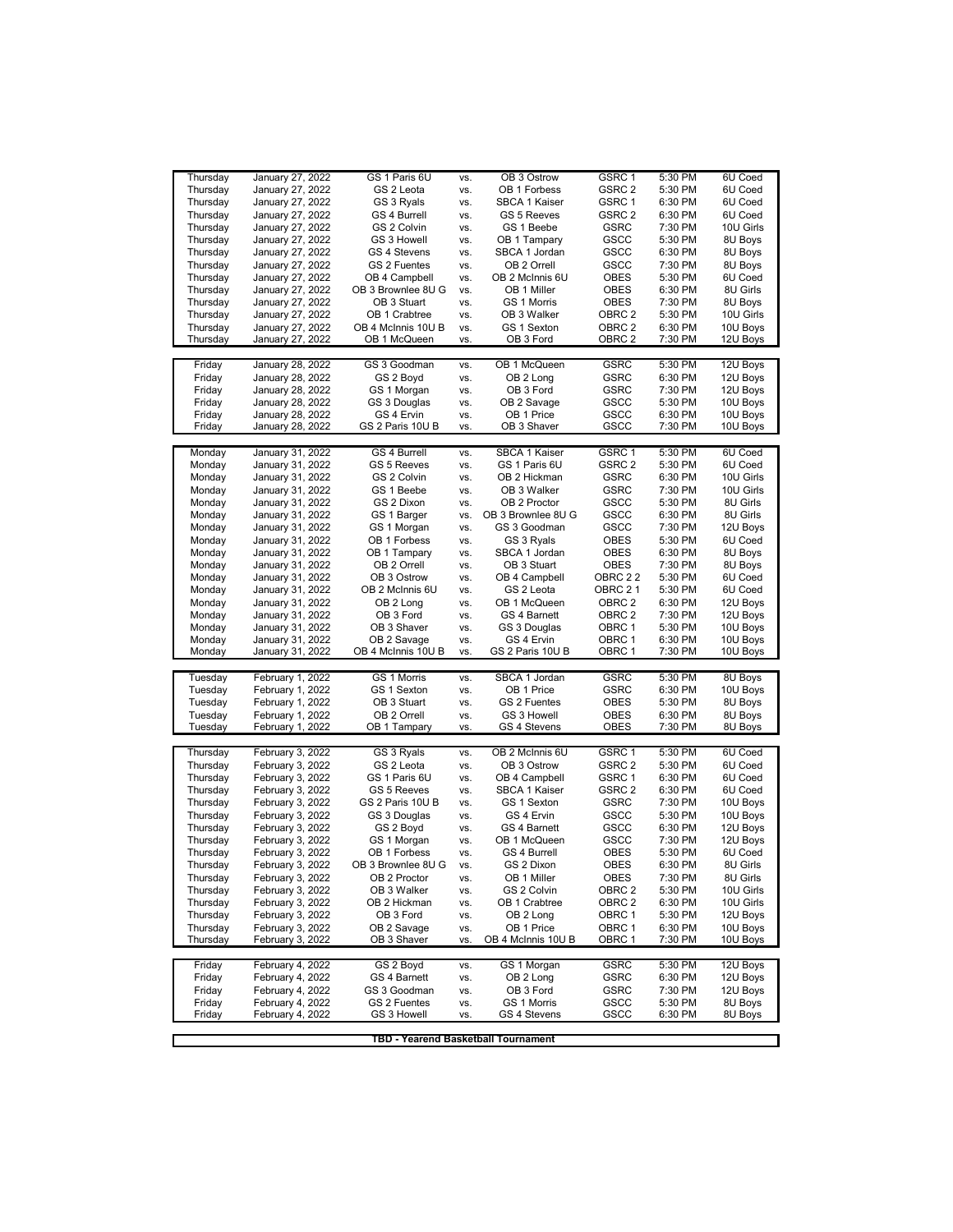| | | | | | | | |
|---|---|---|---|---|---|---|---|
| Thursday | January 27, 2022 | GS 1 Paris 6U | vs. | OB 3 Ostrow | GSRC 1 | 5:30 PM | 6U Coed |
| Thursday | January 27, 2022 | GS 2 Leota | vs. | OB 1 Forbess | GSRC 2 | 5:30 PM | 6U Coed |
| Thursday | January 27, 2022 | GS 3 Ryals | vs. | SBCA 1 Kaiser | GSRC 1 | 6:30 PM | 6U Coed |
| Thursday | January 27, 2022 | GS 4 Burrell | vs. | GS 5 Reeves | GSRC 2 | 6:30 PM | 6U Coed |
| Thursday | January 27, 2022 | GS 2 Colvin | vs. | GS 1 Beebe | GSRC | 7:30 PM | 10U Girls |
| Thursday | January 27, 2022 | GS 3 Howell | vs. | OB 1 Tampary | GSCC | 5:30 PM | 8U Boys |
| Thursday | January 27, 2022 | GS 4 Stevens | vs. | SBCA 1 Jordan | GSCC | 6:30 PM | 8U Boys |
| Thursday | January 27, 2022 | GS 2 Fuentes | vs. | OB 2 Orrell | GSCC | 7:30 PM | 8U Boys |
| Thursday | January 27, 2022 | OB 4 Campbell | vs. | OB 2 McInnis 6U | OBES | 5:30 PM | 6U Coed |
| Thursday | January 27, 2022 | OB 3 Brownlee 8U G | vs. | OB 1 Miller | OBES | 6:30 PM | 8U Girls |
| Thursday | January 27, 2022 | OB 3 Stuart | vs. | GS 1 Morris | OBES | 7:30 PM | 8U Boys |
| Thursday | January 27, 2022 | OB 1 Crabtree | vs. | OB 3 Walker | OBRC 2 | 5:30 PM | 10U Girls |
| Thursday | January 27, 2022 | OB 4 McInnis 10U B | vs. | GS 1 Sexton | OBRC 2 | 6:30 PM | 10U Boys |
| Thursday | January 27, 2022 | OB 1 McQueen | vs. | OB 3 Ford | OBRC 2 | 7:30 PM | 12U Boys |
| | | | | | | | |
| Friday | January 28, 2022 | GS 3 Goodman | vs. | OB 1 McQueen | GSRC | 5:30 PM | 12U Boys |
| Friday | January 28, 2022 | GS 2 Boyd | vs. | OB 2 Long | GSRC | 6:30 PM | 12U Boys |
| Friday | January 28, 2022 | GS 1 Morgan | vs. | OB 3 Ford | GSRC | 7:30 PM | 12U Boys |
| Friday | January 28, 2022 | GS 3 Douglas | vs. | OB 2 Savage | GSCC | 5:30 PM | 10U Boys |
| Friday | January 28, 2022 | GS 4 Ervin | vs. | OB 1 Price | GSCC | 6:30 PM | 10U Boys |
| Friday | January 28, 2022 | GS 2 Paris 10U B | vs. | OB 3 Shaver | GSCC | 7:30 PM | 10U Boys |
| | | | | | | | |
| Monday | January 31, 2022 | GS 4 Burrell | vs. | SBCA 1 Kaiser | GSRC 1 | 5:30 PM | 6U Coed |
| Monday | January 31, 2022 | GS 5 Reeves | vs. | GS 1 Paris 6U | GSRC 2 | 5:30 PM | 6U Coed |
| Monday | January 31, 2022 | GS 2 Colvin | vs. | OB 2 Hickman | GSRC | 6:30 PM | 10U Girls |
| Monday | January 31, 2022 | GS 1 Beebe | vs. | OB 3 Walker | GSRC | 7:30 PM | 10U Girls |
| Monday | January 31, 2022 | GS 2 Dixon | vs. | OB 2 Proctor | GSCC | 5:30 PM | 8U Girls |
| Monday | January 31, 2022 | GS 1 Barger | vs. | OB 3 Brownlee 8U G | GSCC | 6:30 PM | 8U Girls |
| Monday | January 31, 2022 | GS 1 Morgan | vs. | GS 3 Goodman | GSCC | 7:30 PM | 12U Boys |
| Monday | January 31, 2022 | OB 1 Forbess | vs. | GS 3 Ryals | OBES | 5:30 PM | 6U Coed |
| Monday | January 31, 2022 | OB 1 Tampary | vs. | SBCA 1 Jordan | OBES | 6:30 PM | 8U Boys |
| Monday | January 31, 2022 | OB 2 Orrell | vs. | OB 3 Stuart | OBES | 7:30 PM | 8U Boys |
| Monday | January 31, 2022 | OB 3 Ostrow | vs. | OB 4 Campbell | OBRC 2 2 | 5:30 PM | 6U Coed |
| Monday | January 31, 2022 | OB 2 McInnis 6U | vs. | GS 2 Leota | OBRC 2 1 | 5:30 PM | 6U Coed |
| Monday | January 31, 2022 | OB 2 Long | vs. | OB 1 McQueen | OBRC 2 | 6:30 PM | 12U Boys |
| Monday | January 31, 2022 | OB 3 Ford | vs. | GS 4 Barnett | OBRC 2 | 7:30 PM | 12U Boys |
| Monday | January 31, 2022 | OB 3 Shaver | vs. | GS 3 Douglas | OBRC 1 | 5:30 PM | 10U Boys |
| Monday | January 31, 2022 | OB 2 Savage | vs. | GS 4 Ervin | OBRC 1 | 6:30 PM | 10U Boys |
| Monday | January 31, 2022 | OB 4 McInnis 10U B | vs. | GS 2 Paris 10U B | OBRC 1 | 7:30 PM | 10U Boys |
| | | | | | | | |
| Tuesday | February 1, 2022 | GS 1 Morris | vs. | SBCA 1 Jordan | GSRC | 5:30 PM | 8U Boys |
| Tuesday | February 1, 2022 | GS 1 Sexton | vs. | OB 1 Price | GSRC | 6:30 PM | 10U Boys |
| Tuesday | February 1, 2022 | OB 3 Stuart | vs. | GS 2 Fuentes | OBES | 5:30 PM | 8U Boys |
| Tuesday | February 1, 2022 | OB 2 Orrell | vs. | GS 3 Howell | OBES | 6:30 PM | 8U Boys |
| Tuesday | February 1, 2022 | OB 1 Tampary | vs. | GS 4 Stevens | OBES | 7:30 PM | 8U Boys |
| | | | | | | | |
| Thursday | February 3, 2022 | GS 3 Ryals | vs. | OB 2 McInnis 6U | GSRC 1 | 5:30 PM | 6U Coed |
| Thursday | February 3, 2022 | GS 2 Leota | vs. | OB 3 Ostrow | GSRC 2 | 5:30 PM | 6U Coed |
| Thursday | February 3, 2022 | GS 1 Paris 6U | vs. | OB 4 Campbell | GSRC 1 | 6:30 PM | 6U Coed |
| Thursday | February 3, 2022 | GS 5 Reeves | vs. | SBCA 1 Kaiser | GSRC 2 | 6:30 PM | 6U Coed |
| Thursday | February 3, 2022 | GS 2 Paris 10U B | vs. | GS 1 Sexton | GSRC | 7:30 PM | 10U Boys |
| Thursday | February 3, 2022 | GS 3 Douglas | vs. | GS 4 Ervin | GSCC | 5:30 PM | 10U Boys |
| Thursday | February 3, 2022 | GS 2 Boyd | vs. | GS 4 Barnett | GSCC | 6:30 PM | 12U Boys |
| Thursday | February 3, 2022 | GS 1 Morgan | vs. | OB 1 McQueen | GSCC | 7:30 PM | 12U Boys |
| Thursday | February 3, 2022 | OB 1 Forbess | vs. | GS 4 Burrell | OBES | 5:30 PM | 6U Coed |
| Thursday | February 3, 2022 | OB 3 Brownlee 8U G | vs. | GS 2 Dixon | OBES | 6:30 PM | 8U Girls |
| Thursday | February 3, 2022 | OB 2 Proctor | vs. | OB 1 Miller | OBES | 7:30 PM | 8U Girls |
| Thursday | February 3, 2022 | OB 3 Walker | vs. | GS 2 Colvin | OBRC 2 | 5:30 PM | 10U Girls |
| Thursday | February 3, 2022 | OB 2 Hickman | vs. | OB 1 Crabtree | OBRC 2 | 6:30 PM | 10U Girls |
| Thursday | February 3, 2022 | OB 3 Ford | vs. | OB 2 Long | OBRC 1 | 5:30 PM | 12U Boys |
| Thursday | February 3, 2022 | OB 2 Savage | vs. | OB 1 Price | OBRC 1 | 6:30 PM | 10U Boys |
| Thursday | February 3, 2022 | OB 3 Shaver | vs. | OB 4 McInnis 10U B | OBRC 1 | 7:30 PM | 10U Boys |
| | | | | | | | |
| Friday | February 4, 2022 | GS 2 Boyd | vs. | GS 1 Morgan | GSRC | 5:30 PM | 12U Boys |
| Friday | February 4, 2022 | GS 4 Barnett | vs. | OB 2 Long | GSRC | 6:30 PM | 12U Boys |
| Friday | February 4, 2022 | GS 3 Goodman | vs. | OB 3 Ford | GSRC | 7:30 PM | 12U Boys |
| Friday | February 4, 2022 | GS 2 Fuentes | vs. | GS 1 Morris | GSCC | 5:30 PM | 8U Boys |
| Friday | February 4, 2022 | GS 3 Howell | vs. | GS 4 Stevens | GSCC | 6:30 PM | 8U Boys |

**TBD - Yearend Basketball Tournament**